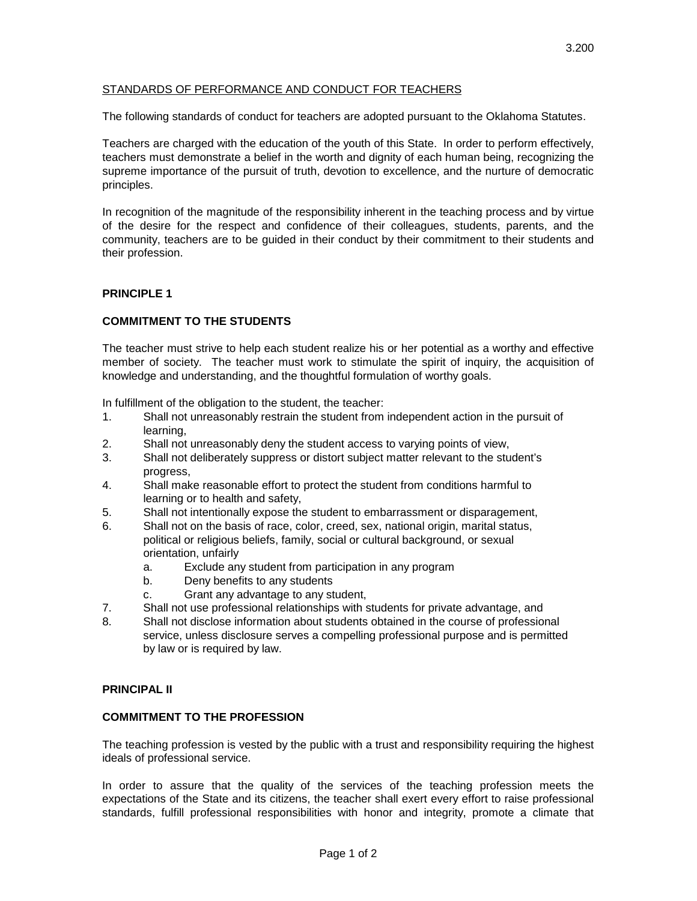3.200

## STANDARDS OF PERFORMANCE AND CONDUCT FOR TEACHERS

The following standards of conduct for teachers are adopted pursuant to the Oklahoma Statutes.

Teachers are charged with the education of the youth of this State. In order to perform effectively, teachers must demonstrate a belief in the worth and dignity of each human being, recognizing the supreme importance of the pursuit of truth, devotion to excellence, and the nurture of democratic principles.

In recognition of the magnitude of the responsibility inherent in the teaching process and by virtue of the desire for the respect and confidence of their colleagues, students, parents, and the community, teachers are to be guided in their conduct by their commitment to their students and their profession.

### PRINCIPLE 1

### COMMITMENT TO THE STUDENTS

The teacher must strive to help each student realize his or her potential as a worthy and effective member of society. The teacher must work to stimulate the spirit of inquiry, the acquisition of knowledge and understanding, and the thoughtful formulation of worthy goals.

In fulfillment of the obligation to the student, the teacher:

1. Shall not unreasonably restrain the student from independent action in the pursuit of learning,
2. Shall not unreasonably deny the student access to varying points of view,
3. Shall not deliberately suppress or distort subject matter relevant to the student's progress,
4. Shall make reasonable effort to protect the student from conditions harmful to learning or to health and safety,
5. Shall not intentionally expose the student to embarrassment or disparagement,
6. Shall not on the basis of race, color, creed, sex, national origin, marital status, political or religious beliefs, family, social or cultural background, or sexual orientation, unfairly
   a. Exclude any student from participation in any program
   b. Deny benefits to any students
   c. Grant any advantage to any student,
7. Shall not use professional relationships with students for private advantage, and
8. Shall not disclose information about students obtained in the course of professional service, unless disclosure serves a compelling professional purpose and is permitted by law or is required by law.

### PRINCIPAL II

### COMMITMENT TO THE PROFESSION

The teaching profession is vested by the public with a trust and responsibility requiring the highest ideals of professional service.

In order to assure that the quality of the services of the teaching profession meets the expectations of the State and its citizens, the teacher shall exert every effort to raise professional standards, fulfill professional responsibilities with honor and integrity, promote a climate that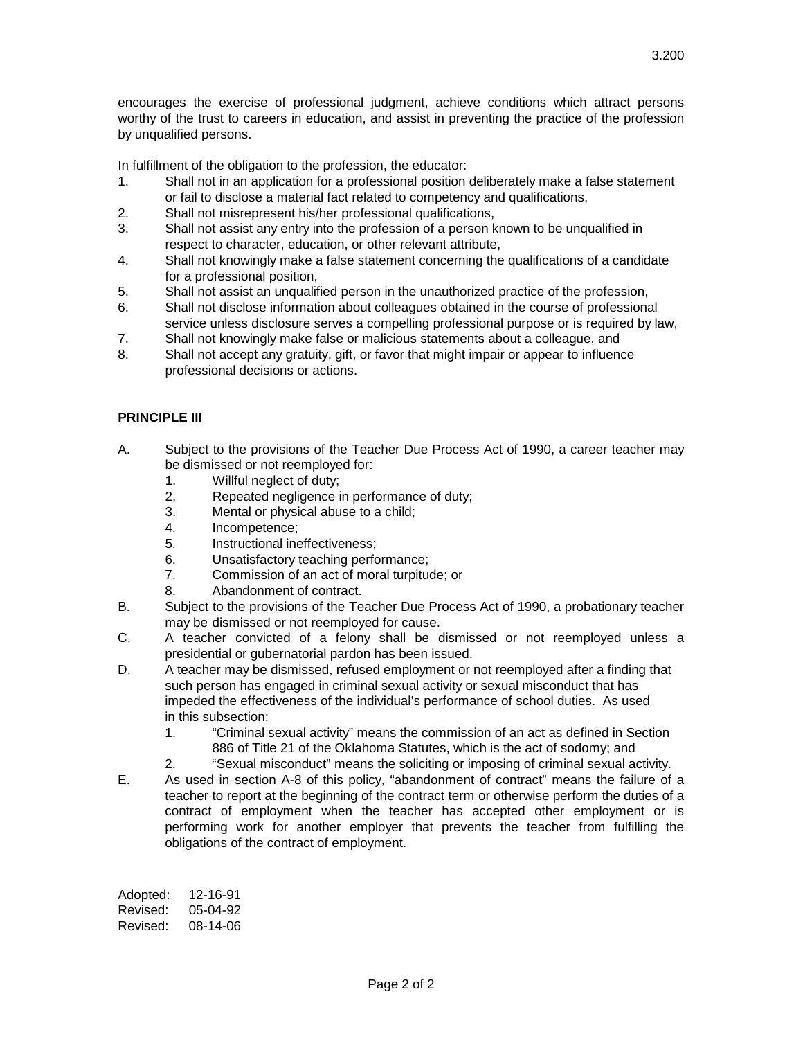encourages the exercise of professional judgment, achieve conditions which attract persons worthy of the trust to careers in education, and assist in preventing the practice of the profession by unqualified persons.

In fulfillment of the obligation to the profession, the educator:

1. Shall not in an application for a professional position deliberately make a false statement or fail to disclose a material fact related to competency and qualifications,
2. Shall not misrepresent his/her professional qualifications,
3. Shall not assist any entry into the profession of a person known to be unqualified in respect to character, education, or other relevant attribute,
4. Shall not knowingly make a false statement concerning the qualifications of a candidate for a professional position,
5. Shall not assist an unqualified person in the unauthorized practice of the profession,
6. Shall not disclose information about colleagues obtained in the course of professional service unless disclosure serves a compelling professional purpose or is required by law,
7. Shall not knowingly make false or malicious statements about a colleague, and
8. Shall not accept any gratuity, gift, or favor that might impair or appear to influence professional decisions or actions.

**PRINCIPLE III**

A. Subject to the provisions of the Teacher Due Process Act of 1990, a career teacher may be dismissed or not reemployed for:
   1. Willful neglect of duty;
   2. Repeated negligence in performance of duty;
   3. Mental or physical abuse to a child;
   4. Incompetence;
   5. Instructional ineffectiveness;
   6. Unsatisfactory teaching performance;
   7. Commission of an act of moral turpitude; or
   8. Abandonment of contract.

B. Subject to the provisions of the Teacher Due Process Act of 1990, a probationary teacher may be dismissed or not reemployed for cause.

C. A teacher convicted of a felony shall be dismissed or not reemployed unless a presidential or gubernatorial pardon has been issued.

D. A teacher may be dismissed, refused employment or not reemployed after a finding that such person has engaged in criminal sexual activity or sexual misconduct that has impeded the effectiveness of the individual's performance of school duties. As used in this subsection:
   1. "Criminal sexual activity" means the commission of an act as defined in Section 886 of Title 21 of the Oklahoma Statutes, which is the act of sodomy; and
   2. "Sexual misconduct" means the soliciting or imposing of criminal sexual activity.

E. As used in section A-8 of this policy, "abandonment of contract" means the failure of a teacher to report at the beginning of the contract term or otherwise perform the duties of a contract of employment when the teacher has accepted other employment or is performing work for another employer that prevents the teacher from fulfilling the obligations of the contract of employment.

Adopted: 12-16-91
Revised: 05-04-92
Revised: 08-14-06